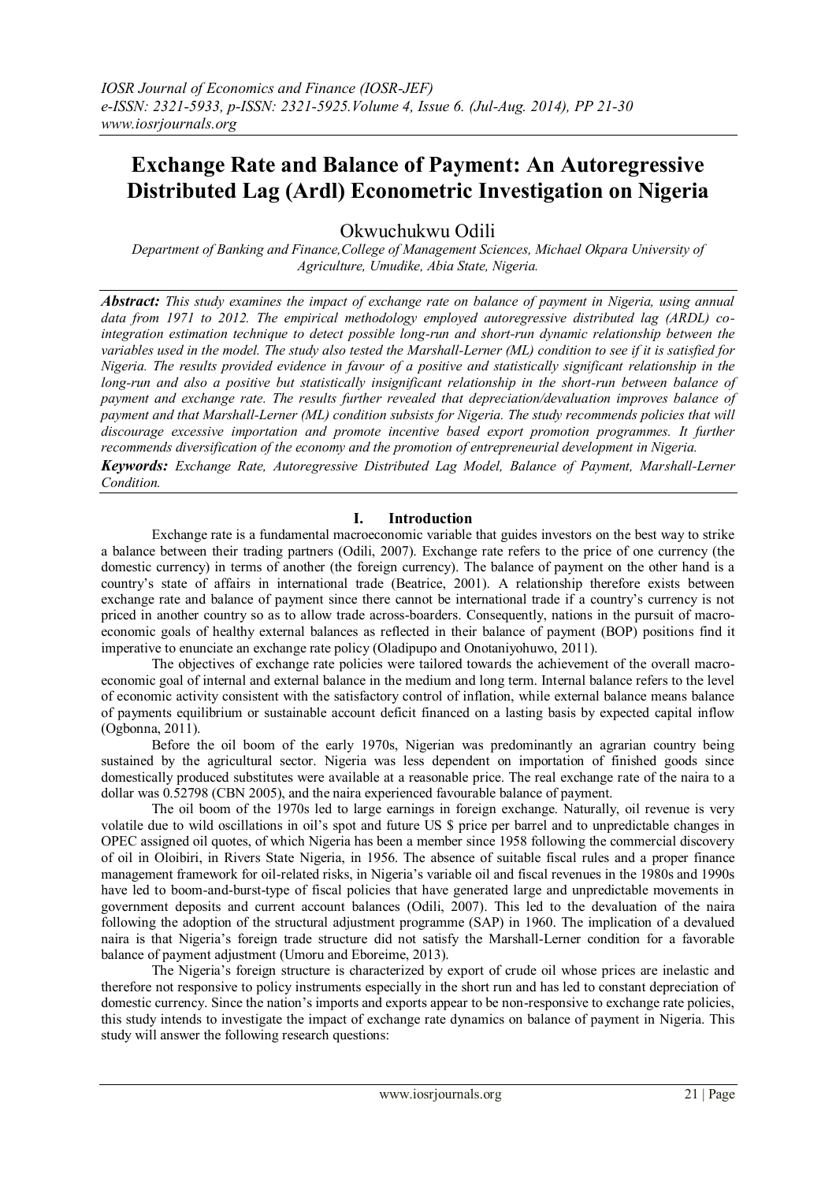# Exchange Rate and Balance of Payment: An Autoregressive Distributed Lag (Ardl) Econometric Investigation on Nigeria

Okwuchukwu Odili

*Department of Banking and Finance,College of Management Sciences, Michael Okpara University of Agriculture, Umudike, Abia State, Nigeria.*

***Abstract:*** *This study examines the impact of exchange rate on balance of payment in Nigeria, using annual data from 1971 to 2012. The empirical methodology employed autoregressive distributed lag (ARDL) co-integration estimation technique to detect possible long-run and short-run dynamic relationship between the variables used in the model. The study also tested the Marshall-Lerner (ML) condition to see if it is satisfied for Nigeria. The results provided evidence in favour of a positive and statistically significant relationship in the long-run and also a positive but statistically insignificant relationship in the short-run between balance of payment and exchange rate. The results further revealed that depreciation/devaluation improves balance of payment and that Marshall-Lerner (ML) condition subsists for Nigeria. The study recommends policies that will discourage excessive importation and promote incentive based export promotion programmes. It further recommends diversification of the economy and the promotion of entrepreneurial development in Nigeria.*

***Keywords:*** *Exchange Rate, Autoregressive Distributed Lag Model, Balance of Payment, Marshall-Lerner Condition.*

## I. Introduction

Exchange rate is a fundamental macroeconomic variable that guides investors on the best way to strike a balance between their trading partners (Odili, 2007). Exchange rate refers to the price of one currency (the domestic currency) in terms of another (the foreign currency). The balance of payment on the other hand is a country's state of affairs in international trade (Beatrice, 2001). A relationship therefore exists between exchange rate and balance of payment since there cannot be international trade if a country's currency is not priced in another country so as to allow trade across-boarders. Consequently, nations in the pursuit of macro-economic goals of healthy external balances as reflected in their balance of payment (BOP) positions find it imperative to enunciate an exchange rate policy (Oladipupo and Onotaniyohuwo, 2011).

The objectives of exchange rate policies were tailored towards the achievement of the overall macro-economic goal of internal and external balance in the medium and long term. Internal balance refers to the level of economic activity consistent with the satisfactory control of inflation, while external balance means balance of payments equilibrium or sustainable account deficit financed on a lasting basis by expected capital inflow (Ogbonna, 2011).

Before the oil boom of the early 1970s, Nigerian was predominantly an agrarian country being sustained by the agricultural sector. Nigeria was less dependent on importation of finished goods since domestically produced substitutes were available at a reasonable price. The real exchange rate of the naira to a dollar was 0.52798 (CBN 2005), and the naira experienced favourable balance of payment.

The oil boom of the 1970s led to large earnings in foreign exchange. Naturally, oil revenue is very volatile due to wild oscillations in oil's spot and future US $ price per barrel and to unpredictable changes in OPEC assigned oil quotes, of which Nigeria has been a member since 1958 following the commercial discovery of oil in Oloibiri, in Rivers State Nigeria, in 1956. The absence of suitable fiscal rules and a proper finance management framework for oil-related risks, in Nigeria's variable oil and fiscal revenues in the 1980s and 1990s have led to boom-and-burst-type of fiscal policies that have generated large and unpredictable movements in government deposits and current account balances (Odili, 2007). This led to the devaluation of the naira following the adoption of the structural adjustment programme (SAP) in 1960. The implication of a devalued naira is that Nigeria's foreign trade structure did not satisfy the Marshall-Lerner condition for a favorable balance of payment adjustment (Umoru and Eboreime, 2013).

The Nigeria's foreign structure is characterized by export of crude oil whose prices are inelastic and therefore not responsive to policy instruments especially in the short run and has led to constant depreciation of domestic currency. Since the nation's imports and exports appear to be non-responsive to exchange rate policies, this study intends to investigate the impact of exchange rate dynamics on balance of payment in Nigeria. This study will answer the following research questions: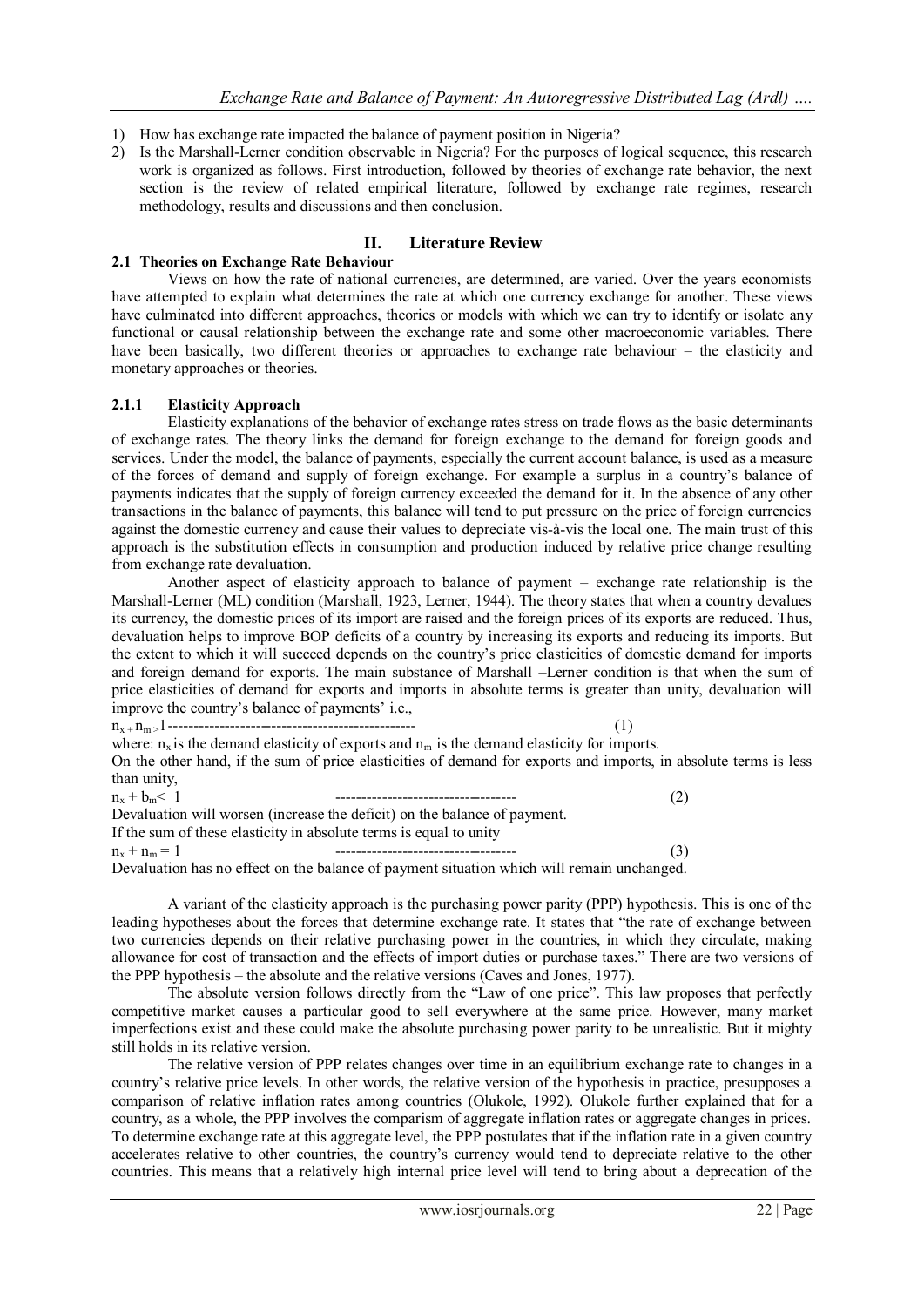1) How has exchange rate impacted the balance of payment position in Nigeria?
2) Is the Marshall-Lerner condition observable in Nigeria? For the purposes of logical sequence, this research work is organized as follows. First introduction, followed by theories of exchange rate behavior, the next section is the review of related empirical literature, followed by exchange rate regimes, research methodology, results and discussions and then conclusion.

## II. Literature Review

### 2.1 Theories on Exchange Rate Behaviour

Views on how the rate of national currencies, are determined, are varied. Over the years economists have attempted to explain what determines the rate at which one currency exchange for another. These views have culminated into different approaches, theories or models with which we can try to identify or isolate any functional or causal relationship between the exchange rate and some other macroeconomic variables. There have been basically, two different theories or approaches to exchange rate behaviour – the elasticity and monetary approaches or theories.

#### 2.1.1 Elasticity Approach

Elasticity explanations of the behavior of exchange rates stress on trade flows as the basic determinants of exchange rates. The theory links the demand for foreign exchange to the demand for foreign goods and services. Under the model, the balance of payments, especially the current account balance, is used as a measure of the forces of demand and supply of foreign exchange. For example a surplus in a country's balance of payments indicates that the supply of foreign currency exceeded the demand for it. In the absence of any other transactions in the balance of payments, this balance will tend to put pressure on the price of foreign currencies against the domestic currency and cause their values to depreciate vis-à-vis the local one. The main trust of this approach is the substitution effects in consumption and production induced by relative price change resulting from exchange rate devaluation.

Another aspect of elasticity approach to balance of payment – exchange rate relationship is the Marshall-Lerner (ML) condition (Marshall, 1923, Lerner, 1944). The theory states that when a country devalues its currency, the domestic prices of its import are raised and the foreign prices of its exports are reduced. Thus, devaluation helps to improve BOP deficits of a country by increasing its exports and reducing its imports. But the extent to which it will succeed depends on the country's price elasticities of domestic demand for imports and foreign demand for exports. The main substance of Marshall –Lerner condition is that when the sum of price elasticities of demand for exports and imports in absolute terms is greater than unity, devaluation will improve the country's balance of payments' i.e.,

$$n_x + n_m > 1 \quad (1)$$

where: $n_x$ is the demand elasticity of exports and $n_m$ is the demand elasticity for imports.

On the other hand, if the sum of price elasticities of demand for exports and imports, in absolute terms is less than unity,

$$n_x + b_m < 1 \quad (2)$$

Devaluation will worsen (increase the deficit) on the balance of payment.

If the sum of these elasticity in absolute terms is equal to unity

$$n_x + n_m = 1 \quad (3)$$

Devaluation has no effect on the balance of payment situation which will remain unchanged.

A variant of the elasticity approach is the purchasing power parity (PPP) hypothesis. This is one of the leading hypotheses about the forces that determine exchange rate. It states that "the rate of exchange between two currencies depends on their relative purchasing power in the countries, in which they circulate, making allowance for cost of transaction and the effects of import duties or purchase taxes." There are two versions of the PPP hypothesis – the absolute and the relative versions (Caves and Jones, 1977).

The absolute version follows directly from the "Law of one price". This law proposes that perfectly competitive market causes a particular good to sell everywhere at the same price. However, many market imperfections exist and these could make the absolute purchasing power parity to be unrealistic. But it mighty still holds in its relative version.

The relative version of PPP relates changes over time in an equilibrium exchange rate to changes in a country's relative price levels. In other words, the relative version of the hypothesis in practice, presupposes a comparison of relative inflation rates among countries (Olukole, 1992). Olukole further explained that for a country, as a whole, the PPP involves the comparism of aggregate inflation rates or aggregate changes in prices. To determine exchange rate at this aggregate level, the PPP postulates that if the inflation rate in a given country accelerates relative to other countries, the country's currency would tend to depreciate relative to the other countries. This means that a relatively high internal price level will tend to bring about a deprecation of the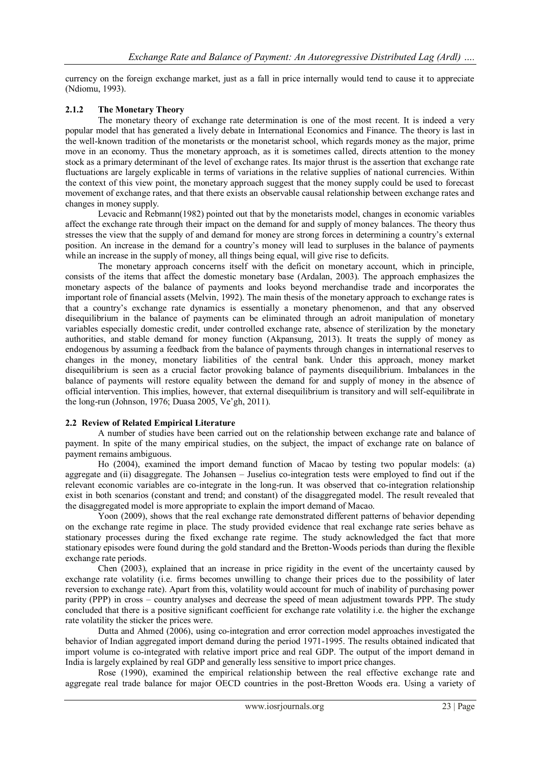currency on the foreign exchange market, just as a fall in price internally would tend to cause it to appreciate (Ndiomu, 1993).

### 2.1.2 The Monetary Theory

The monetary theory of exchange rate determination is one of the most recent. It is indeed a very popular model that has generated a lively debate in International Economics and Finance. The theory is last in the well-known tradition of the monetarists or the monetarist school, which regards money as the major, prime move in an economy. Thus the monetary approach, as it is sometimes called, directs attention to the money stock as a primary determinant of the level of exchange rates. Its major thrust is the assertion that exchange rate fluctuations are largely explicable in terms of variations in the relative supplies of national currencies. Within the context of this view point, the monetary approach suggest that the money supply could be used to forecast movement of exchange rates, and that there exists an observable causal relationship between exchange rates and changes in money supply.

Levacic and Rebmann(1982) pointed out that by the monetarists model, changes in economic variables affect the exchange rate through their impact on the demand for and supply of money balances. The theory thus stresses the view that the supply of and demand for money are strong forces in determining a country's external position. An increase in the demand for a country's money will lead to surpluses in the balance of payments while an increase in the supply of money, all things being equal, will give rise to deficits.

The monetary approach concerns itself with the deficit on monetary account, which in principle, consists of the items that affect the domestic monetary base (Ardalan, 2003). The approach emphasizes the monetary aspects of the balance of payments and looks beyond merchandise trade and incorporates the important role of financial assets (Melvin, 1992). The main thesis of the monetary approach to exchange rates is that a country's exchange rate dynamics is essentially a monetary phenomenon, and that any observed disequilibrium in the balance of payments can be eliminated through an adroit manipulation of monetary variables especially domestic credit, under controlled exchange rate, absence of sterilization by the monetary authorities, and stable demand for money function (Akpansung, 2013). It treats the supply of money as endogenous by assuming a feedback from the balance of payments through changes in international reserves to changes in the money, monetary liabilities of the central bank. Under this approach, money market disequilibrium is seen as a crucial factor provoking balance of payments disequilibrium. Imbalances in the balance of payments will restore equality between the demand for and supply of money in the absence of official intervention. This implies, however, that external disequilibrium is transitory and will self-equilibrate in the long-run (Johnson, 1976; Duasa 2005, Ve'gh, 2011).

## 2.2 Review of Related Empirical Literature

A number of studies have been carried out on the relationship between exchange rate and balance of payment. In spite of the many empirical studies, on the subject, the impact of exchange rate on balance of payment remains ambiguous.

Ho (2004), examined the import demand function of Macao by testing two popular models: (a) aggregate and (ii) disaggregate. The Johansen – Juselius co-integration tests were employed to find out if the relevant economic variables are co-integrate in the long-run. It was observed that co-integration relationship exist in both scenarios (constant and trend; and constant) of the disaggregated model. The result revealed that the disaggregated model is more appropriate to explain the import demand of Macao.

Yoon (2009), shows that the real exchange rate demonstrated different patterns of behavior depending on the exchange rate regime in place. The study provided evidence that real exchange rate series behave as stationary processes during the fixed exchange rate regime. The study acknowledged the fact that more stationary episodes were found during the gold standard and the Bretton-Woods periods than during the flexible exchange rate periods.

Chen (2003), explained that an increase in price rigidity in the event of the uncertainty caused by exchange rate volatility (i.e. firms becomes unwilling to change their prices due to the possibility of later reversion to exchange rate). Apart from this, volatility would account for much of inability of purchasing power parity (PPP) in cross – country analyses and decrease the speed of mean adjustment towards PPP. The study concluded that there is a positive significant coefficient for exchange rate volatility i.e. the higher the exchange rate volatility the sticker the prices were.

Dutta and Ahmed (2006), using co-integration and error correction model approaches investigated the behavior of Indian aggregated import demand during the period 1971-1995. The results obtained indicated that import volume is co-integrated with relative import price and real GDP. The output of the import demand in India is largely explained by real GDP and generally less sensitive to import price changes.

Rose (1990), examined the empirical relationship between the real effective exchange rate and aggregate real trade balance for major OECD countries in the post-Bretton Woods era. Using a variety of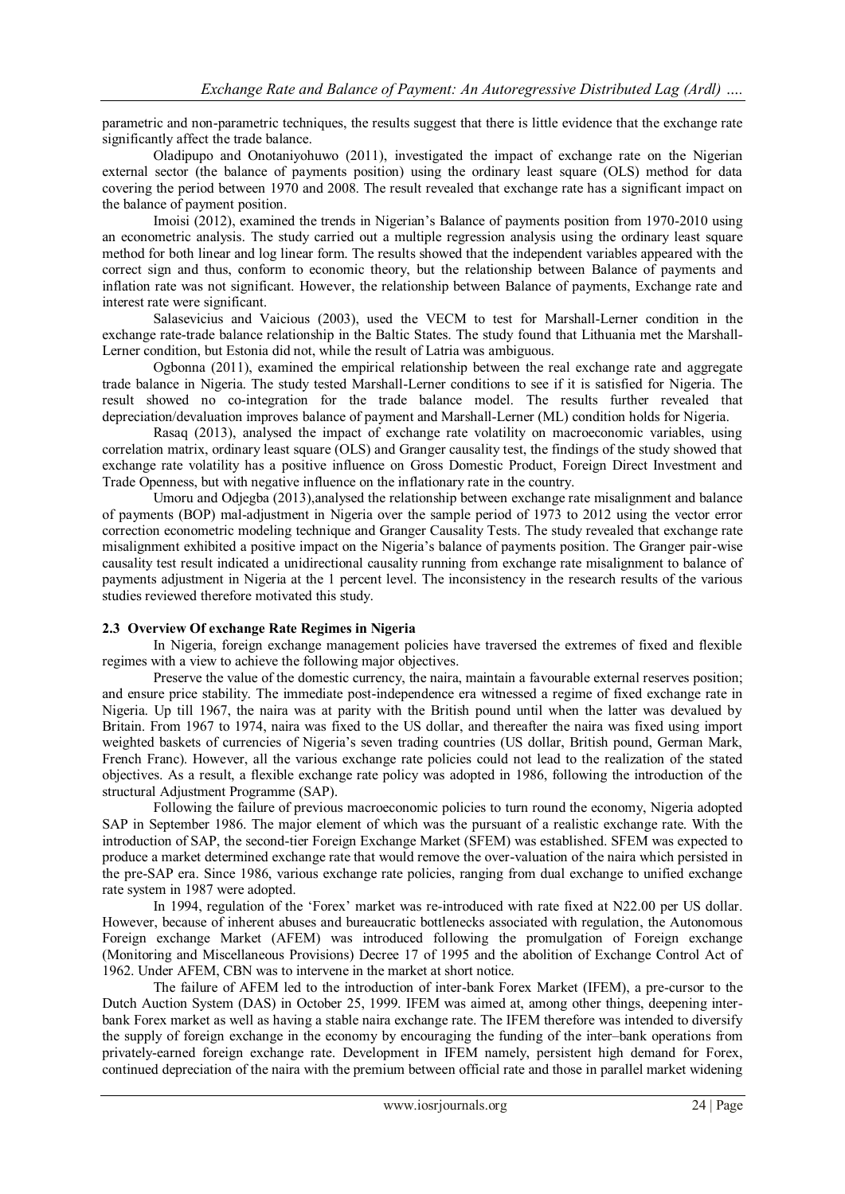parametric and non-parametric techniques, the results suggest that there is little evidence that the exchange rate significantly affect the trade balance.

Oladipupo and Onotaniyohuwo (2011), investigated the impact of exchange rate on the Nigerian external sector (the balance of payments position) using the ordinary least square (OLS) method for data covering the period between 1970 and 2008. The result revealed that exchange rate has a significant impact on the balance of payment position.

Imoisi (2012), examined the trends in Nigerian's Balance of payments position from 1970-2010 using an econometric analysis. The study carried out a multiple regression analysis using the ordinary least square method for both linear and log linear form. The results showed that the independent variables appeared with the correct sign and thus, conform to economic theory, but the relationship between Balance of payments and inflation rate was not significant. However, the relationship between Balance of payments, Exchange rate and interest rate were significant.

Salasevicius and Vaicious (2003), used the VECM to test for Marshall-Lerner condition in the exchange rate-trade balance relationship in the Baltic States. The study found that Lithuania met the Marshall-Lerner condition, but Estonia did not, while the result of Latria was ambiguous.

Ogbonna (2011), examined the empirical relationship between the real exchange rate and aggregate trade balance in Nigeria. The study tested Marshall-Lerner conditions to see if it is satisfied for Nigeria. The result showed no co-integration for the trade balance model. The results further revealed that depreciation/devaluation improves balance of payment and Marshall-Lerner (ML) condition holds for Nigeria.

Rasaq (2013), analysed the impact of exchange rate volatility on macroeconomic variables, using correlation matrix, ordinary least square (OLS) and Granger causality test, the findings of the study showed that exchange rate volatility has a positive influence on Gross Domestic Product, Foreign Direct Investment and Trade Openness, but with negative influence on the inflationary rate in the country.

Umoru and Odjegba (2013),analysed the relationship between exchange rate misalignment and balance of payments (BOP) mal-adjustment in Nigeria over the sample period of 1973 to 2012 using the vector error correction econometric modeling technique and Granger Causality Tests. The study revealed that exchange rate misalignment exhibited a positive impact on the Nigeria's balance of payments position. The Granger pair-wise causality test result indicated a unidirectional causality running from exchange rate misalignment to balance of payments adjustment in Nigeria at the 1 percent level. The inconsistency in the research results of the various studies reviewed therefore motivated this study.

### 2.3 Overview Of exchange Rate Regimes in Nigeria

In Nigeria, foreign exchange management policies have traversed the extremes of fixed and flexible regimes with a view to achieve the following major objectives.

Preserve the value of the domestic currency, the naira, maintain a favourable external reserves position; and ensure price stability. The immediate post-independence era witnessed a regime of fixed exchange rate in Nigeria. Up till 1967, the naira was at parity with the British pound until when the latter was devalued by Britain. From 1967 to 1974, naira was fixed to the US dollar, and thereafter the naira was fixed using import weighted baskets of currencies of Nigeria's seven trading countries (US dollar, British pound, German Mark, French Franc). However, all the various exchange rate policies could not lead to the realization of the stated objectives. As a result, a flexible exchange rate policy was adopted in 1986, following the introduction of the structural Adjustment Programme (SAP).

Following the failure of previous macroeconomic policies to turn round the economy, Nigeria adopted SAP in September 1986. The major element of which was the pursuant of a realistic exchange rate. With the introduction of SAP, the second-tier Foreign Exchange Market (SFEM) was established. SFEM was expected to produce a market determined exchange rate that would remove the over-valuation of the naira which persisted in the pre-SAP era. Since 1986, various exchange rate policies, ranging from dual exchange to unified exchange rate system in 1987 were adopted.

In 1994, regulation of the 'Forex' market was re-introduced with rate fixed at N22.00 per US dollar. However, because of inherent abuses and bureaucratic bottlenecks associated with regulation, the Autonomous Foreign exchange Market (AFEM) was introduced following the promulgation of Foreign exchange (Monitoring and Miscellaneous Provisions) Decree 17 of 1995 and the abolition of Exchange Control Act of 1962. Under AFEM, CBN was to intervene in the market at short notice.

The failure of AFEM led to the introduction of inter-bank Forex Market (IFEM), a pre-cursor to the Dutch Auction System (DAS) in October 25, 1999. IFEM was aimed at, among other things, deepening inter-bank Forex market as well as having a stable naira exchange rate. The IFEM therefore was intended to diversify the supply of foreign exchange in the economy by encouraging the funding of the inter–bank operations from privately-earned foreign exchange rate. Development in IFEM namely, persistent high demand for Forex, continued depreciation of the naira with the premium between official rate and those in parallel market widening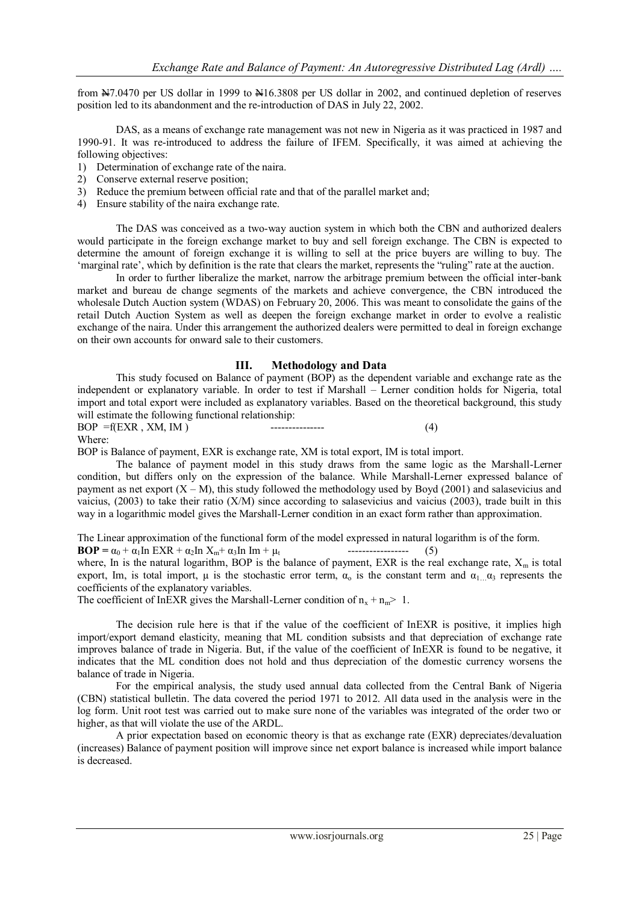from ₦7.0470 per US dollar in 1999 to ₦16.3808 per US dollar in 2002, and continued depletion of reserves position led to its abandonment and the re-introduction of DAS in July 22, 2002.

DAS, as a means of exchange rate management was not new in Nigeria as it was practiced in 1987 and 1990-91. It was re-introduced to address the failure of IFEM. Specifically, it was aimed at achieving the following objectives:

1) Determination of exchange rate of the naira.
2) Conserve external reserve position;
3) Reduce the premium between official rate and that of the parallel market and;
4) Ensure stability of the naira exchange rate.

The DAS was conceived as a two-way auction system in which both the CBN and authorized dealers would participate in the foreign exchange market to buy and sell foreign exchange. The CBN is expected to determine the amount of foreign exchange it is willing to sell at the price buyers are willing to buy. The 'marginal rate', which by definition is the rate that clears the market, represents the "ruling" rate at the auction.

In order to further liberalize the market, narrow the arbitrage premium between the official inter-bank market and bureau de change segments of the markets and achieve convergence, the CBN introduced the wholesale Dutch Auction system (WDAS) on February 20, 2006. This was meant to consolidate the gains of the retail Dutch Auction System as well as deepen the foreign exchange market in order to evolve a realistic exchange of the naira. Under this arrangement the authorized dealers were permitted to deal in foreign exchange on their own accounts for onward sale to their customers.

## III. Methodology and Data

This study focused on Balance of payment (BOP) as the dependent variable and exchange rate as the independent or explanatory variable. In order to test if Marshall – Lerner condition holds for Nigeria, total import and total export were included as explanatory variables. Based on the theoretical background, this study will estimate the following functional relationship:

$$BOP = f(EXR, XM, IM) \quad \text{---------------} \quad (4)$$

Where:

BOP is Balance of payment, EXR is exchange rate, XM is total export, IM is total import.

The balance of payment model in this study draws from the same logic as the Marshall-Lerner condition, but differs only on the expression of the balance. While Marshall-Lerner expressed balance of payment as net export (X – M), this study followed the methodology used by Boyd (2001) and salasevicius and vaicius, (2003) to take their ratio (X/M) since according to salasevicius and vaicius (2003), trade built in this way in a logarithmic model gives the Marshall-Lerner condition in an exact form rather than approximation.

The Linear approximation of the functional form of the model expressed in natural logarithm is of the form.

$$\mathbf{BOP} = \alpha_0 + \alpha_1 \text{In EXR} + \alpha_2 \text{In } X_m + \alpha_3 \text{In Im} + \mu_t \quad \text{-----------------} \quad (5)$$

where, In is the natural logarithm, BOP is the balance of payment, EXR is the real exchange rate, $X_m$ is total export, Im, is total import, $\mu$ is the stochastic error term, $\alpha_o$ is the constant term and $\alpha_{1...}\alpha_3$ represents the coefficients of the explanatory variables.

The coefficient of InEXR gives the Marshall-Lerner condition of $n_x + n_m > 1$.

The decision rule here is that if the value of the coefficient of InEXR is positive, it implies high import/export demand elasticity, meaning that ML condition subsists and that depreciation of exchange rate improves balance of trade in Nigeria. But, if the value of the coefficient of InEXR is found to be negative, it indicates that the ML condition does not hold and thus depreciation of the domestic currency worsens the balance of trade in Nigeria.

For the empirical analysis, the study used annual data collected from the Central Bank of Nigeria (CBN) statistical bulletin. The data covered the period 1971 to 2012. All data used in the analysis were in the log form. Unit root test was carried out to make sure none of the variables was integrated of the order two or higher, as that will violate the use of the ARDL.

A prior expectation based on economic theory is that as exchange rate (EXR) depreciates/devaluation (increases) Balance of payment position will improve since net export balance is increased while import balance is decreased.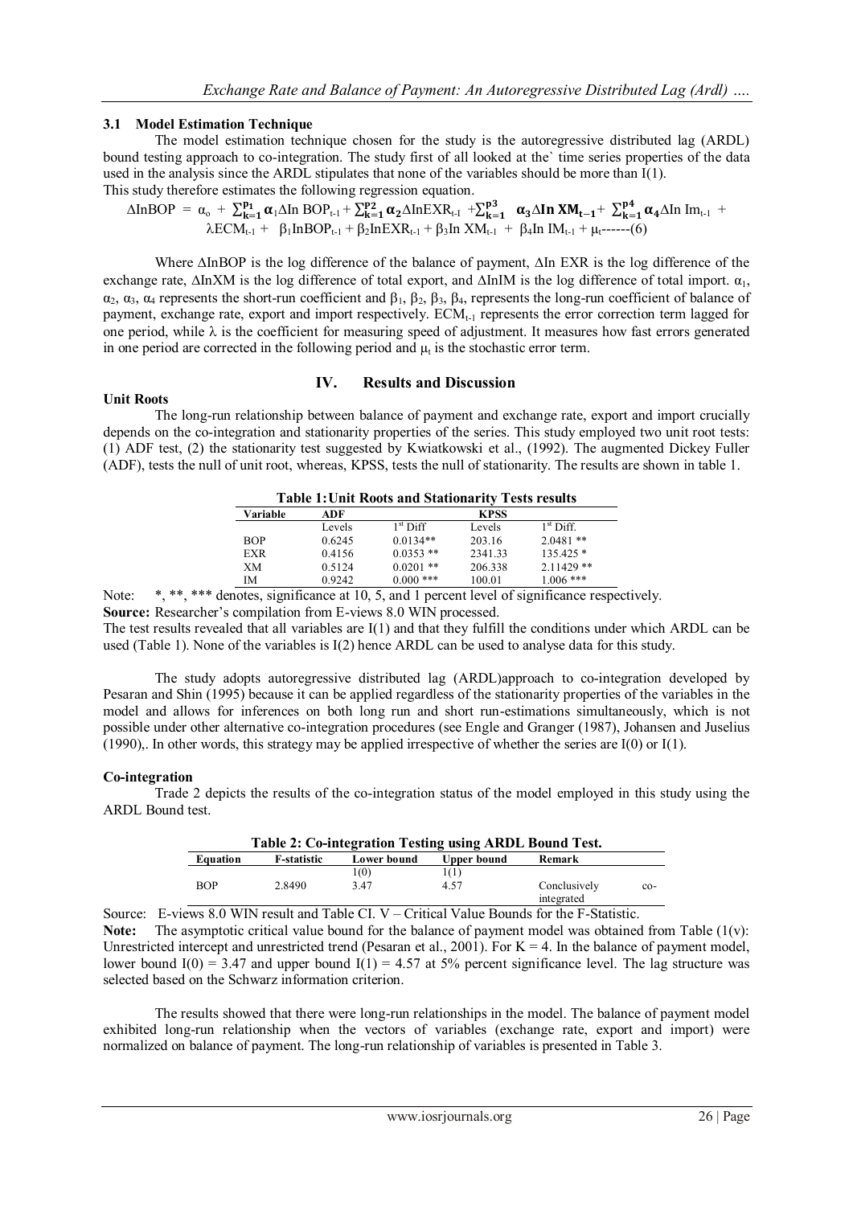### 3.1 Model Estimation Technique

The model estimation technique chosen for the study is the autoregressive distributed lag (ARDL) bound testing approach to co-integration. The study first of all looked at the` time series properties of the data used in the analysis since the ARDL stipulates that none of the variables should be more than I(1).

This study therefore estimates the following regression equation.

$$\Delta \text{InBOP} = \alpha_o + \sum_{k=1}^{p1} \boldsymbol{\alpha}_1 \Delta \text{In BOP}_{t-1} + \sum_{k=1}^{p2} \boldsymbol{\alpha}_2 \Delta \text{InEXR}_{t-I} + \sum_{k=1}^{p3} \boldsymbol{\alpha}_3 \Delta \textbf{In XM}_{t-1} + \sum_{k=1}^{p4} \boldsymbol{\alpha}_4 \Delta \text{In Im}_{t-1} + \lambda \text{ECM}_{t-1} + \beta_1 \text{InBOP}_{t-1} + \beta_2 \text{InEXR}_{t-1} + \beta_3 \text{In XM}_{t-1} + \beta_4 \text{In IM}_{t-1} + \mu_t \text{------(6)}$$

Where ΔInBOP is the log difference of the balance of payment, ΔIn EXR is the log difference of the exchange rate, ΔInXM is the log difference of total export, and ΔInIM is the log difference of total import. $\alpha_1$, $\alpha_2$, $\alpha_3$, $\alpha_4$ represents the short-run coefficient and $\beta_1$, $\beta_2$, $\beta_3$, $\beta_4$, represents the long-run coefficient of balance of payment, exchange rate, export and import respectively. $ECM_{t-1}$ represents the error correction term lagged for one period, while $\lambda$ is the coefficient for measuring speed of adjustment. It measures how fast errors generated in one period are corrected in the following period and $\mu_t$ is the stochastic error term.

## IV. Results and Discussion

### Unit Roots

The long-run relationship between balance of payment and exchange rate, export and import crucially depends on the co-integration and stationarity properties of the series. This study employed two unit root tests: (1) ADF test, (2) the stationarity test suggested by Kwiatkowski et al., (1992). The augmented Dickey Fuller (ADF), tests the null of unit root, whereas, KPSS, tests the null of stationarity. The results are shown in table 1.

**Table 1: Unit Roots and Stationarity Tests results**

| Variable | ADF | | KPSS | |
|---|---|---|---|---|
| | Levels | 1st Diff | Levels | 1st Diff. |
| BOP | 0.6245 | 0.0134** | 203.16 | 2.0481 ** |
| EXR | 0.4156 | 0.0353 ** | 2341.33 | 135.425 * |
| XM | 0.5124 | 0.0201 ** | 206.338 | 2.11429 ** |
| IM | 0.9242 | 0.000 *** | 100.01 | 1.006 *** |

Note: *, **, *** denotes, significance at 10, 5, and 1 percent level of significance respectively.

**Source:** Researcher's compilation from E-views 8.0 WIN processed.

The test results revealed that all variables are I(1) and that they fulfill the conditions under which ARDL can be used (Table 1). None of the variables is I(2) hence ARDL can be used to analyse data for this study.

The study adopts autoregressive distributed lag (ARDL)approach to co-integration developed by Pesaran and Shin (1995) because it can be applied regardless of the stationarity properties of the variables in the model and allows for inferences on both long run and short run-estimations simultaneously, which is not possible under other alternative co-integration procedures (see Engle and Granger (1987), Johansen and Juselius (1990),. In other words, this strategy may be applied irrespective of whether the series are I(0) or I(1).

### Co-integration

Trade 2 depicts the results of the co-integration status of the model employed in this study using the ARDL Bound test.

**Table 2: Co-integration Testing using ARDL Bound Test.**

| Equation | F-statistic | Lower bound | Upper bound | Remark |
|---|---|---|---|---|
| | | I(0) | I(1) | |
| BOP | 2.8490 | 3.47 | 4.57 | Conclusively co-integrated |

Source: E-views 8.0 WIN result and Table CI. V – Critical Value Bounds for the F-Statistic.

**Note:** The asymptotic critical value bound for the balance of payment model was obtained from Table (1(v): Unrestricted intercept and unrestricted trend (Pesaran et al., 2001). For K = 4. In the balance of payment model, lower bound I(0) = 3.47 and upper bound I(1) = 4.57 at 5% percent significance level. The lag structure was selected based on the Schwarz information criterion.

The results showed that there were long-run relationships in the model. The balance of payment model exhibited long-run relationship when the vectors of variables (exchange rate, export and import) were normalized on balance of payment. The long-run relationship of variables is presented in Table 3.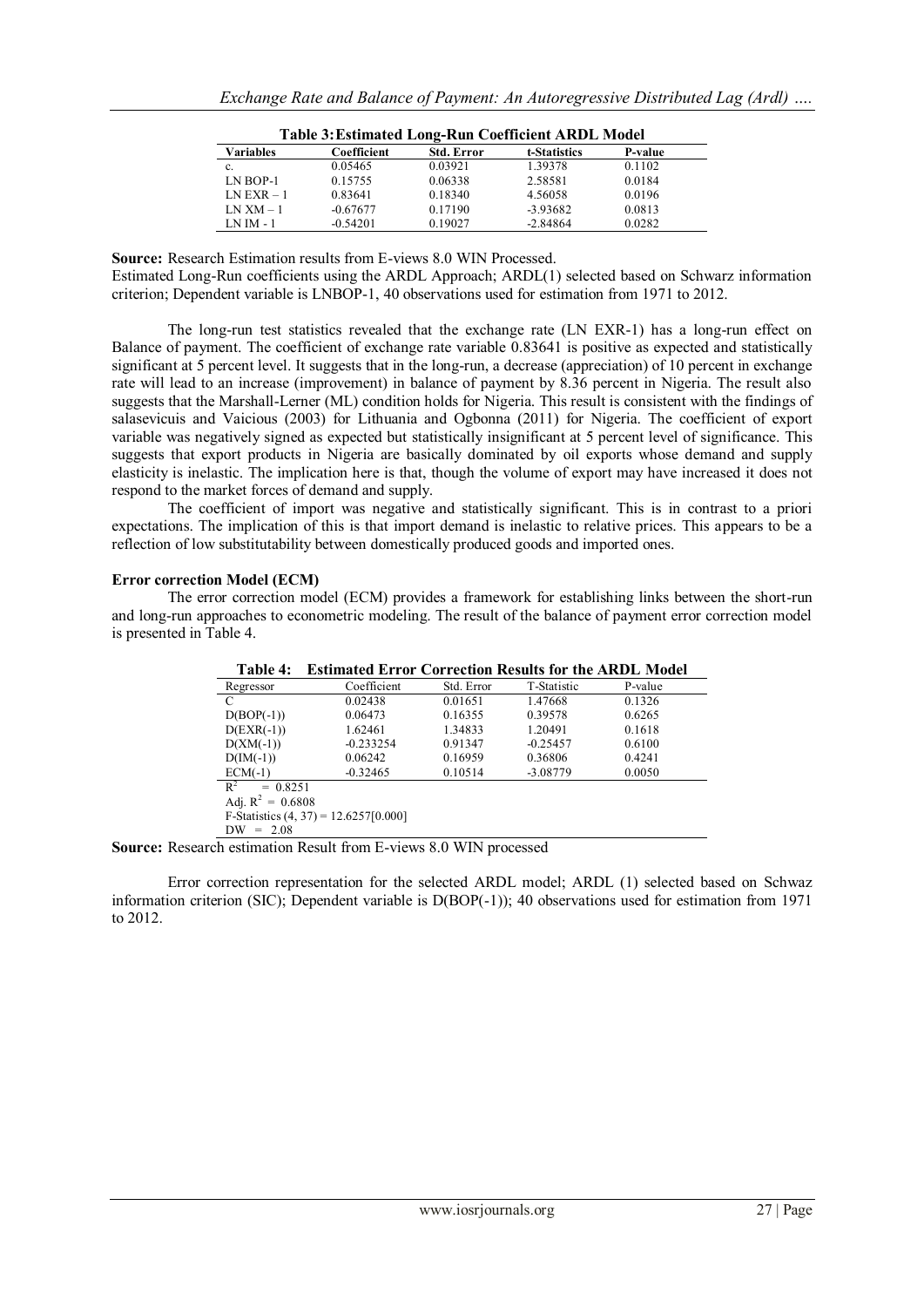**Table 3: Estimated Long-Run Coefficient ARDL Model**

| Variables | Coefficient | Std. Error | t-Statistics | P-value |
|---|---|---|---|---|
| c. | 0.05465 | 0.03921 | 1.39378 | 0.1102 |
| LN BOP-1 | 0.15755 | 0.06338 | 2.58581 | 0.0184 |
| LN EXR – 1 | 0.83641 | 0.18340 | 4.56058 | 0.0196 |
| LN XM – 1 | -0.67677 | 0.17190 | -3.93682 | 0.0813 |
| LN IM - 1 | -0.54201 | 0.19027 | -2.84864 | 0.0282 |

**Source:** Research Estimation results from E-views 8.0 WIN Processed.

Estimated Long-Run coefficients using the ARDL Approach; ARDL(1) selected based on Schwarz information criterion; Dependent variable is LNBOP-1, 40 observations used for estimation from 1971 to 2012.

The long-run test statistics revealed that the exchange rate (LN EXR-1) has a long-run effect on Balance of payment. The coefficient of exchange rate variable 0.83641 is positive as expected and statistically significant at 5 percent level. It suggests that in the long-run, a decrease (appreciation) of 10 percent in exchange rate will lead to an increase (improvement) in balance of payment by 8.36 percent in Nigeria. The result also suggests that the Marshall-Lerner (ML) condition holds for Nigeria. This result is consistent with the findings of salasevicuis and Vaicious (2003) for Lithuania and Ogbonna (2011) for Nigeria. The coefficient of export variable was negatively signed as expected but statistically insignificant at 5 percent level of significance. This suggests that export products in Nigeria are basically dominated by oil exports whose demand and supply elasticity is inelastic. The implication here is that, though the volume of export may have increased it does not respond to the market forces of demand and supply.

The coefficient of import was negative and statistically significant. This is in contrast to a priori expectations. The implication of this is that import demand is inelastic to relative prices. This appears to be a reflection of low substitutability between domestically produced goods and imported ones.

**Error correction Model (ECM)**

The error correction model (ECM) provides a framework for establishing links between the short-run and long-run approaches to econometric modeling. The result of the balance of payment error correction model is presented in Table 4.

**Table 4: Estimated Error Correction Results for the ARDL Model**

| Regressor | Coefficient | Std. Error | T-Statistic | P-value |
|---|---|---|---|---|
| C | 0.02438 | 0.01651 | 1.47668 | 0.1326 |
| D(BOP(-1)) | 0.06473 | 0.16355 | 0.39578 | 0.6265 |
| D(EXR(-1)) | 1.62461 | 1.34833 | 1.20491 | 0.1618 |
| D(XM(-1)) | -0.233254 | 0.91347 | -0.25457 | 0.6100 |
| D(IM(-1)) | 0.06242 | 0.16959 | 0.36806 | 0.4241 |
| ECM(-1) | -0.32465 | 0.10514 | -3.08779 | 0.0050 |

$R^2 = 0.8251$

Adj. $R^2 = 0.6808$

F-Statistics $(4, 37) = 12.6257[0.000]$

DW = 2.08

**Source:** Research estimation Result from E-views 8.0 WIN processed

Error correction representation for the selected ARDL model; ARDL (1) selected based on Schwaz information criterion (SIC); Dependent variable is D(BOP(-1)); 40 observations used for estimation from 1971 to 2012.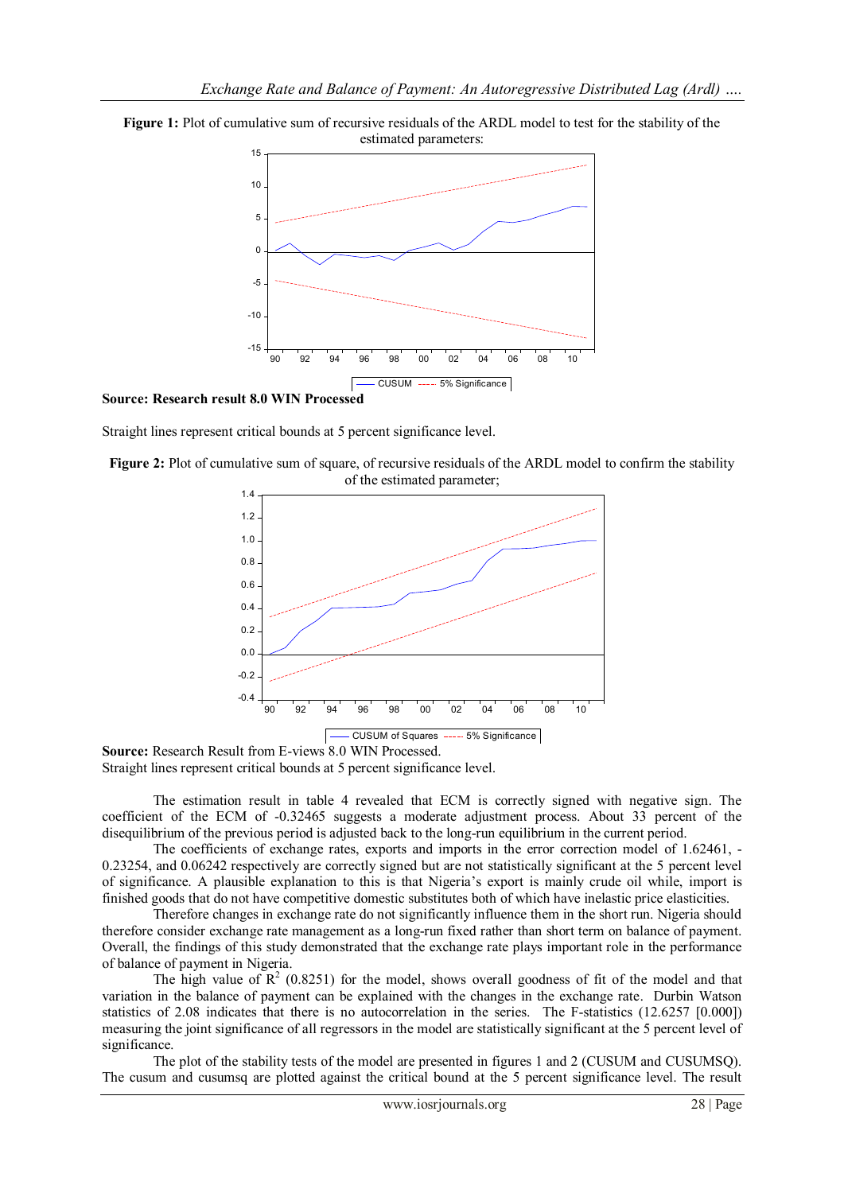**Figure 1:** Plot of cumulative sum of recursive residuals of the ARDL model to test for the stability of the estimated parameters:

**Source: Research result 8.0 WIN Processed**

Straight lines represent critical bounds at 5 percent significance level.

**Figure 2:** Plot of cumulative sum of square, of recursive residuals of the ARDL model to confirm the stability of the estimated parameter;

**Source:** Research Result from E-views 8.0 WIN Processed.
Straight lines represent critical bounds at 5 percent significance level.

The estimation result in table 4 revealed that ECM is correctly signed with negative sign. The coefficient of the ECM of -0.32465 suggests a moderate adjustment process. About 33 percent of the disequilibrium of the previous period is adjusted back to the long-run equilibrium in the current period.

The coefficients of exchange rates, exports and imports in the error correction model of 1.62461, -0.23254, and 0.06242 respectively are correctly signed but are not statistically significant at the 5 percent level of significance. A plausible explanation to this is that Nigeria's export is mainly crude oil while, import is finished goods that do not have competitive domestic substitutes both of which have inelastic price elasticities.

Therefore changes in exchange rate do not significantly influence them in the short run. Nigeria should therefore consider exchange rate management as a long-run fixed rather than short term on balance of payment. Overall, the findings of this study demonstrated that the exchange rate plays important role in the performance of balance of payment in Nigeria.

The high value of $R^2$ (0.8251) for the model, shows overall goodness of fit of the model and that variation in the balance of payment can be explained with the changes in the exchange rate. Durbin Watson statistics of 2.08 indicates that there is no autocorrelation in the series. The F-statistics (12.6257 [0.000]) measuring the joint significance of all regressors in the model are statistically significant at the 5 percent level of significance.

The plot of the stability tests of the model are presented in figures 1 and 2 (CUSUM and CUSUMSQ). The cusum and cusumsq are plotted against the critical bound at the 5 percent significance level. The result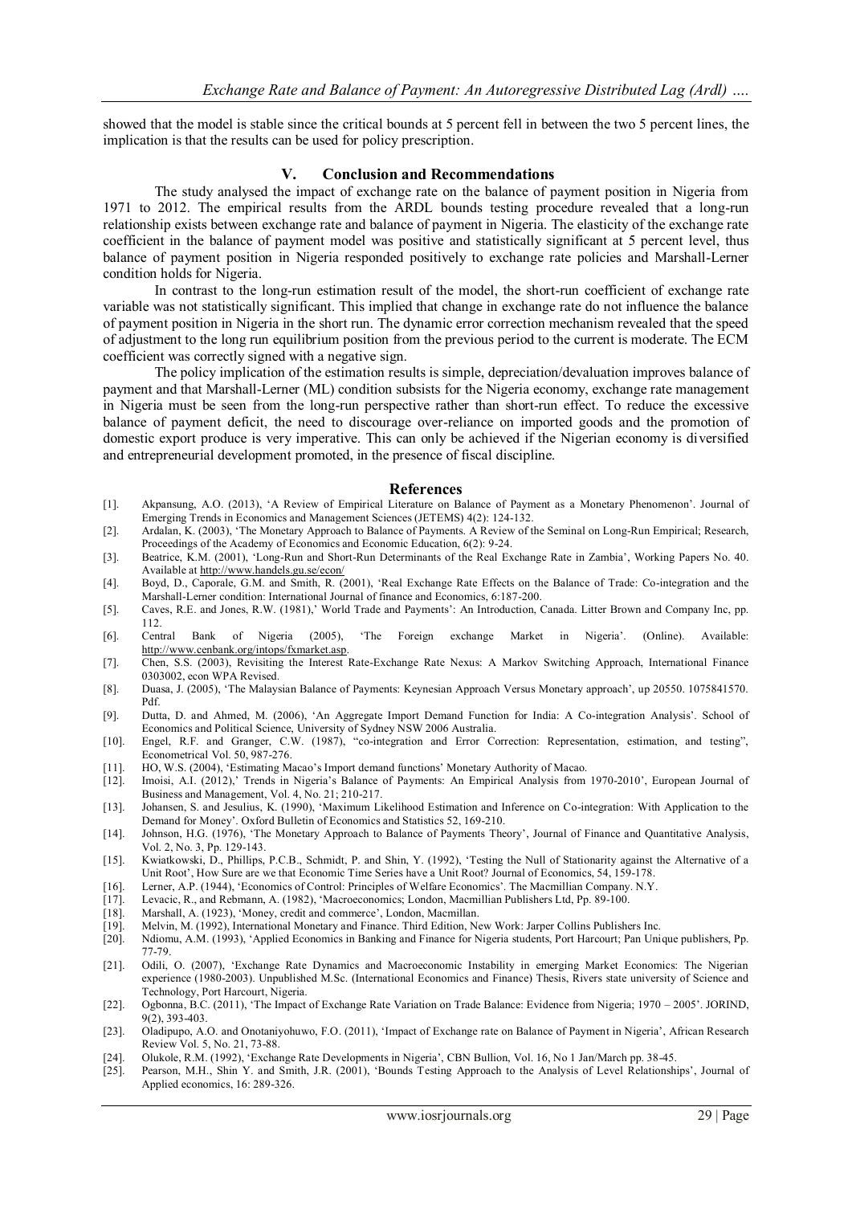showed that the model is stable since the critical bounds at 5 percent fell in between the two 5 percent lines, the implication is that the results can be used for policy prescription.

## V. Conclusion and Recommendations

The study analysed the impact of exchange rate on the balance of payment position in Nigeria from 1971 to 2012. The empirical results from the ARDL bounds testing procedure revealed that a long-run relationship exists between exchange rate and balance of payment in Nigeria. The elasticity of the exchange rate coefficient in the balance of payment model was positive and statistically significant at 5 percent level, thus balance of payment position in Nigeria responded positively to exchange rate policies and Marshall-Lerner condition holds for Nigeria.

In contrast to the long-run estimation result of the model, the short-run coefficient of exchange rate variable was not statistically significant. This implied that change in exchange rate do not influence the balance of payment position in Nigeria in the short run. The dynamic error correction mechanism revealed that the speed of adjustment to the long run equilibrium position from the previous period to the current is moderate. The ECM coefficient was correctly signed with a negative sign.

The policy implication of the estimation results is simple, depreciation/devaluation improves balance of payment and that Marshall-Lerner (ML) condition subsists for the Nigeria economy, exchange rate management in Nigeria must be seen from the long-run perspective rather than short-run effect. To reduce the excessive balance of payment deficit, the need to discourage over-reliance on imported goods and the promotion of domestic export produce is very imperative. This can only be achieved if the Nigerian economy is diversified and entrepreneurial development promoted, in the presence of fiscal discipline.

## References

[1]. Akpansung, A.O. (2013), 'A Review of Empirical Literature on Balance of Payment as a Monetary Phenomenon'. Journal of Emerging Trends in Economics and Management Sciences (JETEMS) 4(2): 124-132.

[2]. Ardalan, K. (2003), 'The Monetary Approach to Balance of Payments. A Review of the Seminal on Long-Run Empirical; Research, Proceedings of the Academy of Economics and Economic Education, 6(2): 9-24.

[3]. Beatrice, K.M. (2001), 'Long-Run and Short-Run Determinants of the Real Exchange Rate in Zambia', Working Papers No. 40. Available at http://www.handels.gu.se/econ/

[4]. Boyd, D., Caporale, G.M. and Smith, R. (2001), 'Real Exchange Rate Effects on the Balance of Trade: Co-integration and the Marshall-Lerner condition: International Journal of finance and Economics, 6:187-200.

[5]. Caves, R.E. and Jones, R.W. (1981),' World Trade and Payments': An Introduction, Canada. Litter Brown and Company Inc, pp. 112.

[6]. Central Bank of Nigeria (2005), 'The Foreign exchange Market in Nigeria'. (Online). Available: http://www.cenbank.org/intops/fxmarket.asp.

[7]. Chen, S.S. (2003), Revisiting the Interest Rate-Exchange Rate Nexus: A Markov Switching Approach, International Finance 0303002, econ WPA Revised.

[8]. Duasa, J. (2005), 'The Malaysian Balance of Payments: Keynesian Approach Versus Monetary approach', up 20550. 1075841570. Pdf.

[9]. Dutta, D. and Ahmed, M. (2006), 'An Aggregate Import Demand Function for India: A Co-integration Analysis'. School of Economics and Political Science, University of Sydney NSW 2006 Australia.

[10]. Engel, R.F. and Granger, C.W. (1987), "co-integration and Error Correction: Representation, estimation, and testing", Econometrical Vol. 50, 987-276.

[11]. HO, W.S. (2004), 'Estimating Macao's Import demand functions' Monetary Authority of Macao.

[12]. Imoisi, A.I. (2012),' Trends in Nigeria's Balance of Payments: An Empirical Analysis from 1970-2010', European Journal of Business and Management, Vol. 4, No. 21; 210-217.

[13]. Johansen, S. and Jesulius, K. (1990), 'Maximum Likelihood Estimation and Inference on Co-integration: With Application to the Demand for Money'. Oxford Bulletin of Economics and Statistics 52, 169-210.

[14]. Johnson, H.G. (1976), 'The Monetary Approach to Balance of Payments Theory', Journal of Finance and Quantitative Analysis, Vol. 2, No. 3, Pp. 129-143.

[15]. Kwiatkowski, D., Phillips, P.C.B., Schmidt, P. and Shin, Y. (1992), 'Testing the Null of Stationarity against the Alternative of a Unit Root', How Sure are we that Economic Time Series have a Unit Root? Journal of Economics, 54, 159-178.

[16]. Lerner, A.P. (1944), 'Economics of Control: Principles of Welfare Economics'. The Macmillian Company. N.Y.

[17]. Levacic, R., and Rebmann, A. (1982), 'Macroeconomics; London, Macmillian Publishers Ltd, Pp. 89-100.

[18]. Marshall, A. (1923), 'Money, credit and commerce', London, Macmillan.

[19]. Melvin, M. (1992), International Monetary and Finance. Third Edition, New Work: Jarper Collins Publishers Inc.

[20]. Ndiomu, A.M. (1993), 'Applied Economics in Banking and Finance for Nigeria students, Port Harcourt; Pan Unique publishers, Pp. 77-79.

[21]. Odili, O. (2007), 'Exchange Rate Dynamics and Macroeconomic Instability in emerging Market Economics: The Nigerian experience (1980-2003). Unpublished M.Sc. (International Economics and Finance) Thesis, Rivers state university of Science and Technology, Port Harcourt, Nigeria.

[22]. Ogbonna, B.C. (2011), 'The Impact of Exchange Rate Variation on Trade Balance: Evidence from Nigeria; 1970 – 2005'. JORIND, 9(2), 393-403.

[23]. Oladipupo, A.O. and Onotaniyohuwo, F.O. (2011), 'Impact of Exchange rate on Balance of Payment in Nigeria', African Research Review Vol. 5, No. 21, 73-88.

[24]. Olukole, R.M. (1992), 'Exchange Rate Developments in Nigeria', CBN Bullion, Vol. 16, No 1 Jan/March pp. 38-45.

[25]. Pearson, M.H., Shin Y. and Smith, J.R. (2001), 'Bounds Testing Approach to the Analysis of Level Relationships', Journal of Applied economics, 16: 289-326.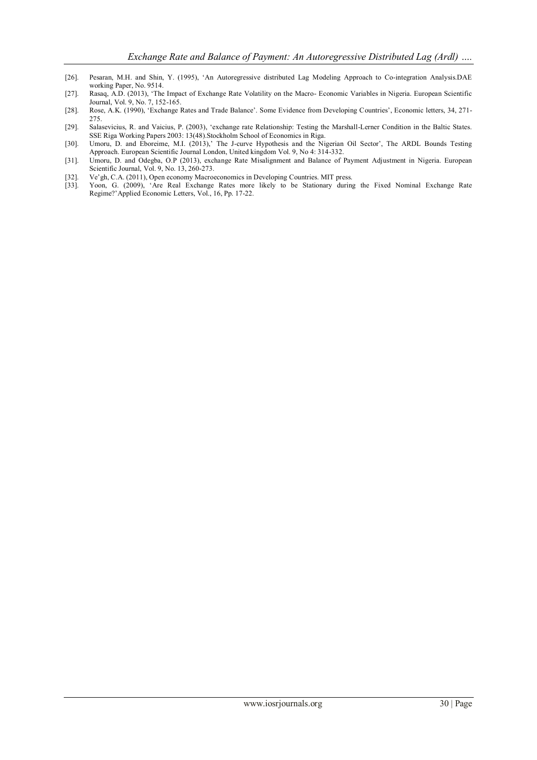[26]. Pesaran, M.H. and Shin, Y. (1995), 'An Autoregressive distributed Lag Modeling Approach to Co-integration Analysis.DAE working Paper, No. 9514.

[27]. Rasaq, A.D. (2013), 'The Impact of Exchange Rate Volatility on the Macro- Economic Variables in Nigeria. European Scientific Journal, Vol. 9, No. 7, 152-165.

[28]. Rose, A.K. (1990), 'Exchange Rates and Trade Balance'. Some Evidence from Developing Countries', Economic letters, 34, 271-275.

[29]. Salasevicius, R. and Vaicius, P. (2003), 'exchange rate Relationship: Testing the Marshall-Lerner Condition in the Baltic States. SSE Riga Working Papers 2003: 13(48).Stockholm School of Economics in Riga.

[30]. Umoru, D. and Eboreime, M.I. (2013),' The J-curve Hypothesis and the Nigerian Oil Sector', The ARDL Bounds Testing Approach. European Scientific Journal London, United kingdom Vol. 9, No 4: 314-332.

[31]. Umoru, D. and Odegba, O.P (2013), exchange Rate Misalignment and Balance of Payment Adjustment in Nigeria. European Scientific Journal, Vol. 9, No. 13, 260-273.

[32]. Ve'gh, C.A. (2011), Open economy Macroeconomics in Developing Countries. MIT press.

[33]. Yoon, G. (2009), 'Are Real Exchange Rates more likely to be Stationary during the Fixed Nominal Exchange Rate Regime?'Applied Economic Letters, Vol., 16, Pp. 17-22.